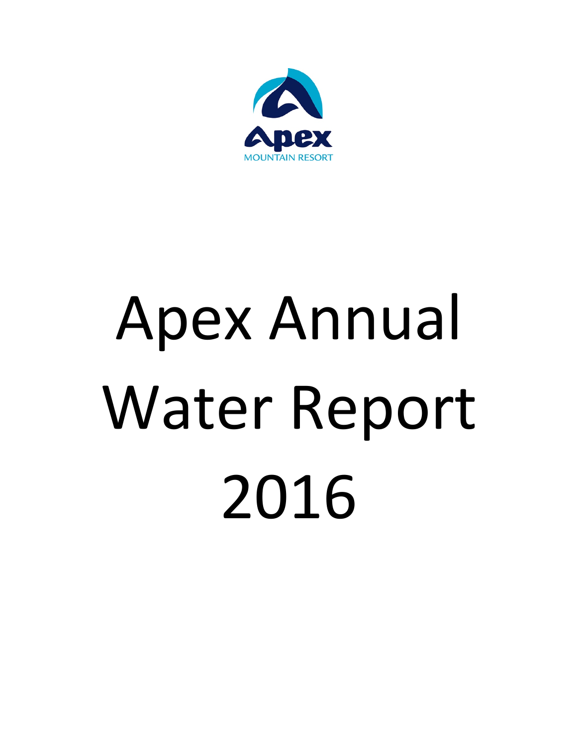Apex
MOUNTAIN RESORT

# Apex Annual Water Report 2016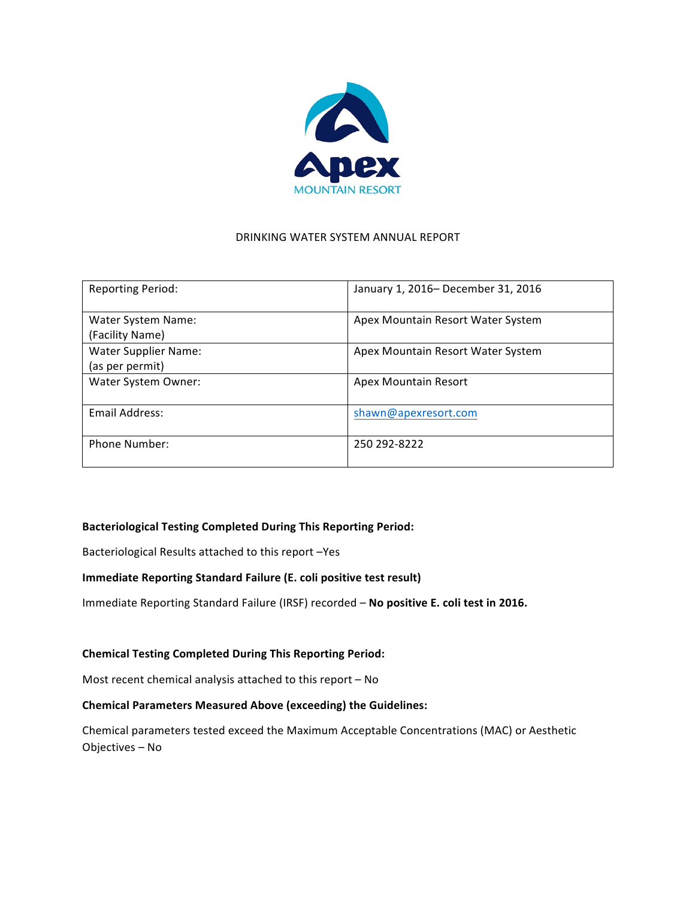DRINKING WATER SYSTEM ANNUAL REPORT

| Reporting Period: | January 1, 2016– December 31, 2016 |
|---|---|
| Water System Name: (Facility Name) | Apex Mountain Resort Water System |
| Water Supplier Name: (as per permit) | Apex Mountain Resort Water System |
| Water System Owner: | Apex Mountain Resort |
| Email Address: | shawn@apexresort.com |
| Phone Number: | 250 292-8222 |

**Bacteriological Testing Completed During This Reporting Period:**

Bacteriological Results attached to this report –Yes

**Immediate Reporting Standard Failure (E. coli positive test result)**

Immediate Reporting Standard Failure (IRSF) recorded – **No positive E. coli test in 2016.**

**Chemical Testing Completed During This Reporting Period:**

Most recent chemical analysis attached to this report – No

**Chemical Parameters Measured Above (exceeding) the Guidelines:**

Chemical parameters tested exceed the Maximum Acceptable Concentrations (MAC) or Aesthetic Objectives – No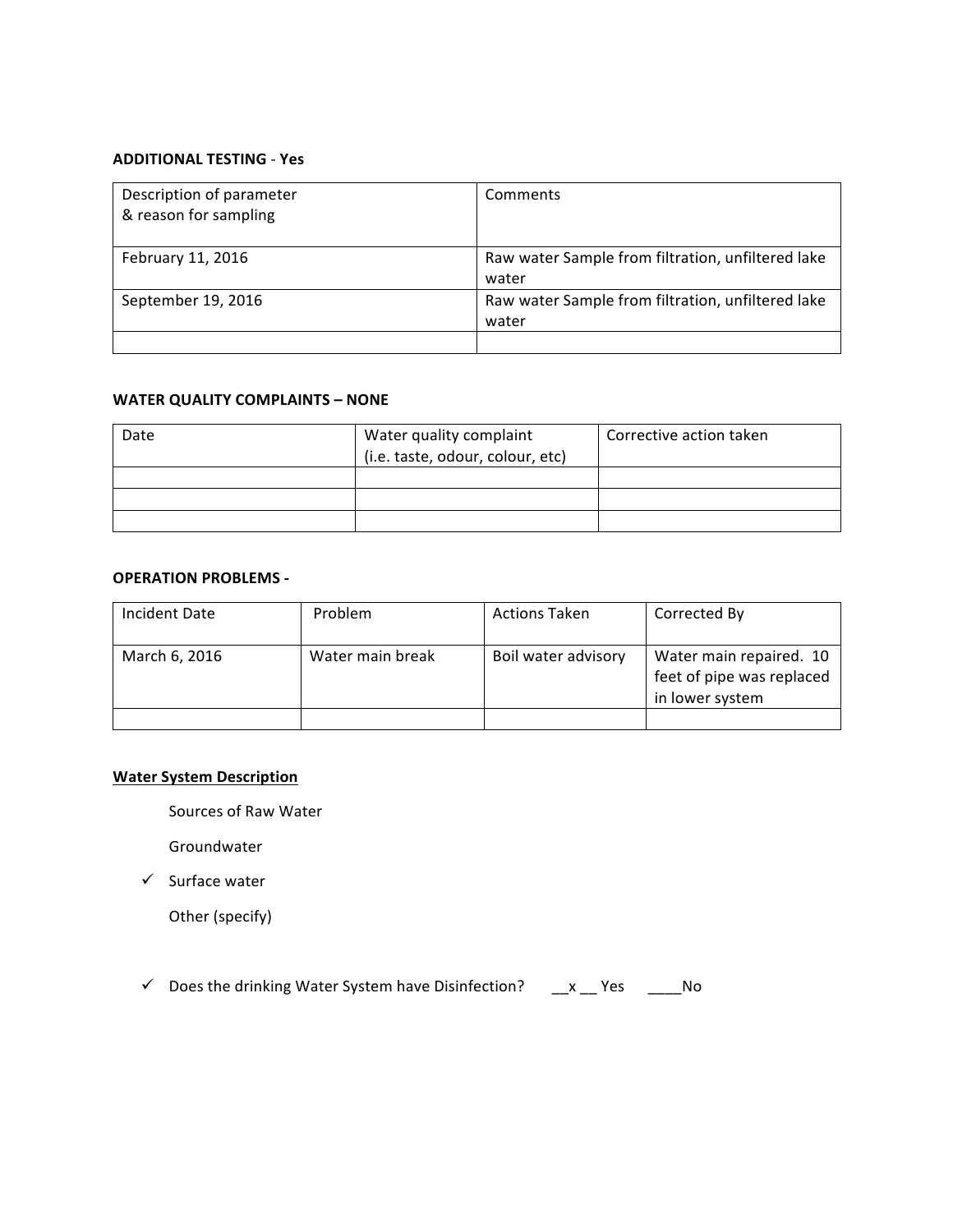**ADDITIONAL TESTING** - **Yes**

| Description of parameter & reason for sampling | Comments |
|---|---|
| February 11, 2016 | Raw water Sample from filtration, unfiltered lake water |
| September 19, 2016 | Raw water Sample from filtration, unfiltered lake water |
| | |

**WATER QUALITY COMPLAINTS – NONE**

| Date | Water quality complaint (i.e. taste, odour, colour, etc) | Corrective action taken |
|---|---|---|
| | | |
| | | |
| | | |

**OPERATION PROBLEMS -**

| Incident Date | Problem | Actions Taken | Corrected By |
|---|---|---|---|
| March 6, 2016 | Water main break | Boil water advisory | Water main repaired. 10 feet of pipe was replaced in lower system |
| | | | |

**Water System Description**

Sources of Raw Water

Groundwater

- ✓ Surface water

Other (specify)

- ✓ Does the drinking Water System have Disinfection? __x __ Yes ____No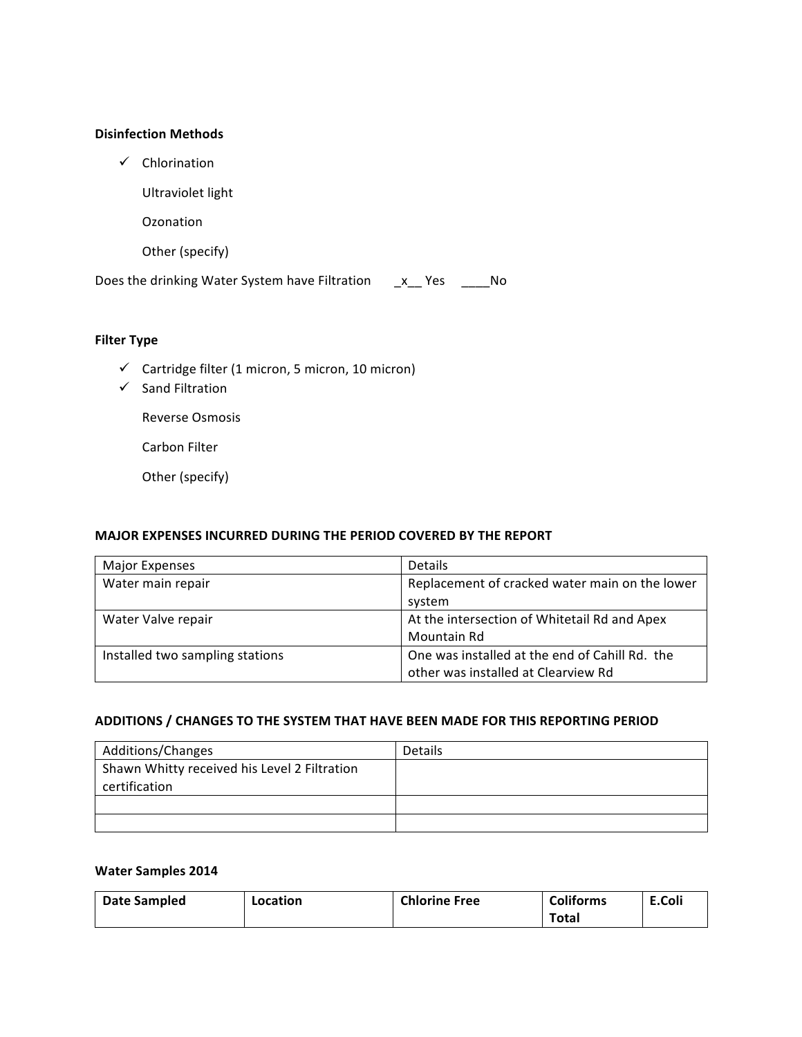**Disinfection Methods**

- ✓ Chlorination
- Ultraviolet light
- Ozonation
- Other (specify)

Does the drinking Water System have Filtration _x__ Yes ____No

**Filter Type**

- ✓ Cartridge filter (1 micron, 5 micron, 10 micron)
- ✓ Sand Filtration
- Reverse Osmosis
- Carbon Filter
- Other (specify)

**MAJOR EXPENSES INCURRED DURING THE PERIOD COVERED BY THE REPORT**

| Major Expenses | Details |
|---|---|
| Water main repair | Replacement of cracked water main on the lower system |
| Water Valve repair | At the intersection of Whitetail Rd and Apex Mountain Rd |
| Installed two sampling stations | One was installed at the end of Cahill Rd. the other was installed at Clearview Rd |

**ADDITIONS / CHANGES TO THE SYSTEM THAT HAVE BEEN MADE FOR THIS REPORTING PERIOD**

| Additions/Changes | Details |
|---|---|
| Shawn Whitty received his Level 2 Filtration certification | |
| | |
| | |

**Water Samples 2014**

| **Date Sampled** | **Location** | **Chlorine Free** | **Coliforms Total** | **E.Coli** |
|---|---|---|---|---|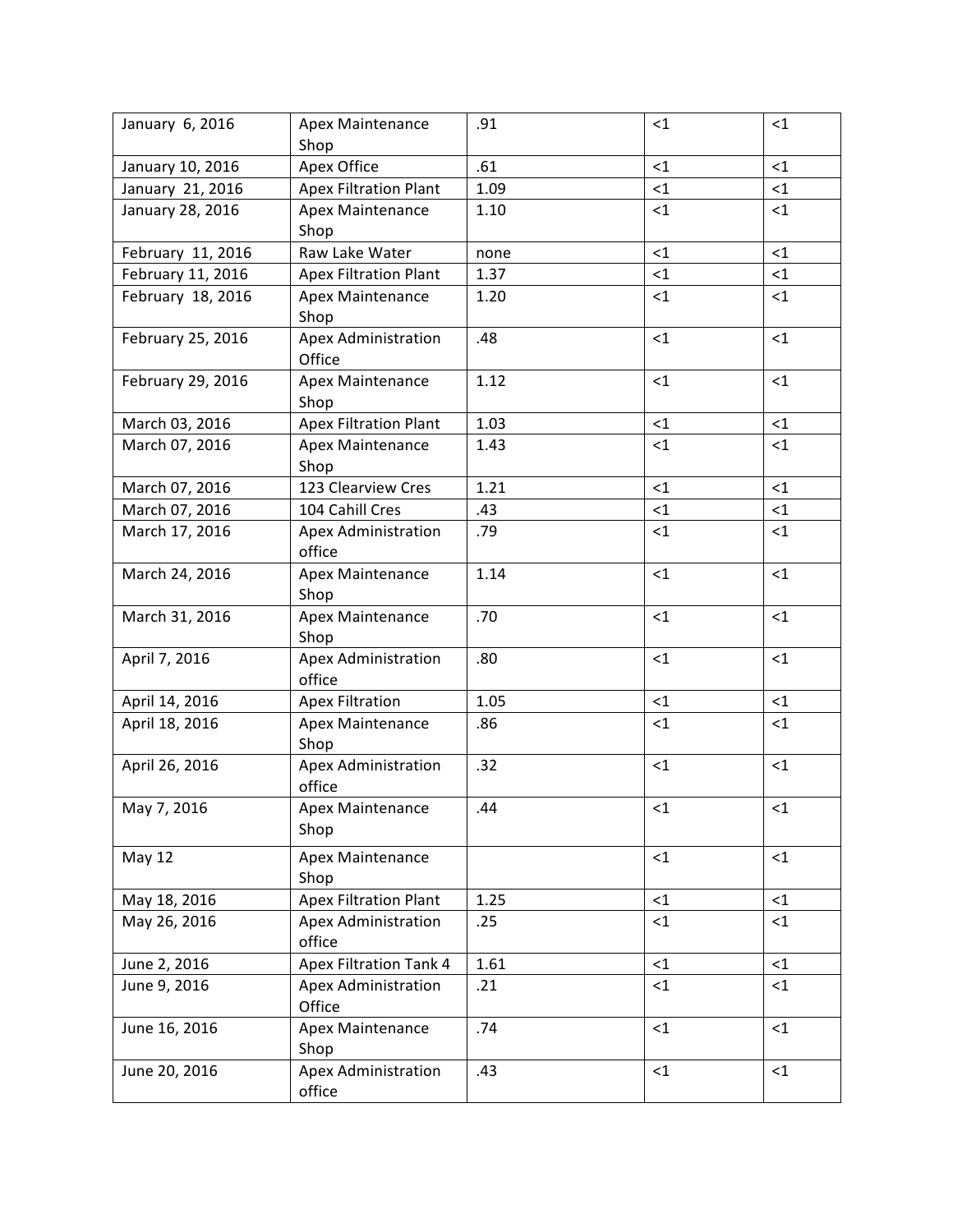| | | | | |
|---|---|---|---|---|
| January 6, 2016 | Apex Maintenance Shop | .91 | <1 | <1 |
| January 10, 2016 | Apex Office | .61 | <1 | <1 |
| January 21, 2016 | Apex Filtration Plant | 1.09 | <1 | <1 |
| January 28, 2016 | Apex Maintenance Shop | 1.10 | <1 | <1 |
| February 11, 2016 | Raw Lake Water | none | <1 | <1 |
| February 11, 2016 | Apex Filtration Plant | 1.37 | <1 | <1 |
| February 18, 2016 | Apex Maintenance Shop | 1.20 | <1 | <1 |
| February 25, 2016 | Apex Administration Office | .48 | <1 | <1 |
| February 29, 2016 | Apex Maintenance Shop | 1.12 | <1 | <1 |
| March 03, 2016 | Apex Filtration Plant | 1.03 | <1 | <1 |
| March 07, 2016 | Apex Maintenance Shop | 1.43 | <1 | <1 |
| March 07, 2016 | 123 Clearview Cres | 1.21 | <1 | <1 |
| March 07, 2016 | 104 Cahill Cres | .43 | <1 | <1 |
| March 17, 2016 | Apex Administration office | .79 | <1 | <1 |
| March 24, 2016 | Apex Maintenance Shop | 1.14 | <1 | <1 |
| March 31, 2016 | Apex Maintenance Shop | .70 | <1 | <1 |
| April 7, 2016 | Apex Administration office | .80 | <1 | <1 |
| April 14, 2016 | Apex Filtration | 1.05 | <1 | <1 |
| April 18, 2016 | Apex Maintenance Shop | .86 | <1 | <1 |
| April 26, 2016 | Apex Administration office | .32 | <1 | <1 |
| May 7, 2016 | Apex Maintenance Shop | .44 | <1 | <1 |
| May 12 | Apex Maintenance Shop | | <1 | <1 |
| May 18, 2016 | Apex Filtration Plant | 1.25 | <1 | <1 |
| May 26, 2016 | Apex Administration office | .25 | <1 | <1 |
| June 2, 2016 | Apex Filtration Tank 4 | 1.61 | <1 | <1 |
| June 9, 2016 | Apex Administration Office | .21 | <1 | <1 |
| June 16, 2016 | Apex Maintenance Shop | .74 | <1 | <1 |
| June 20, 2016 | Apex Administration office | .43 | <1 | <1 |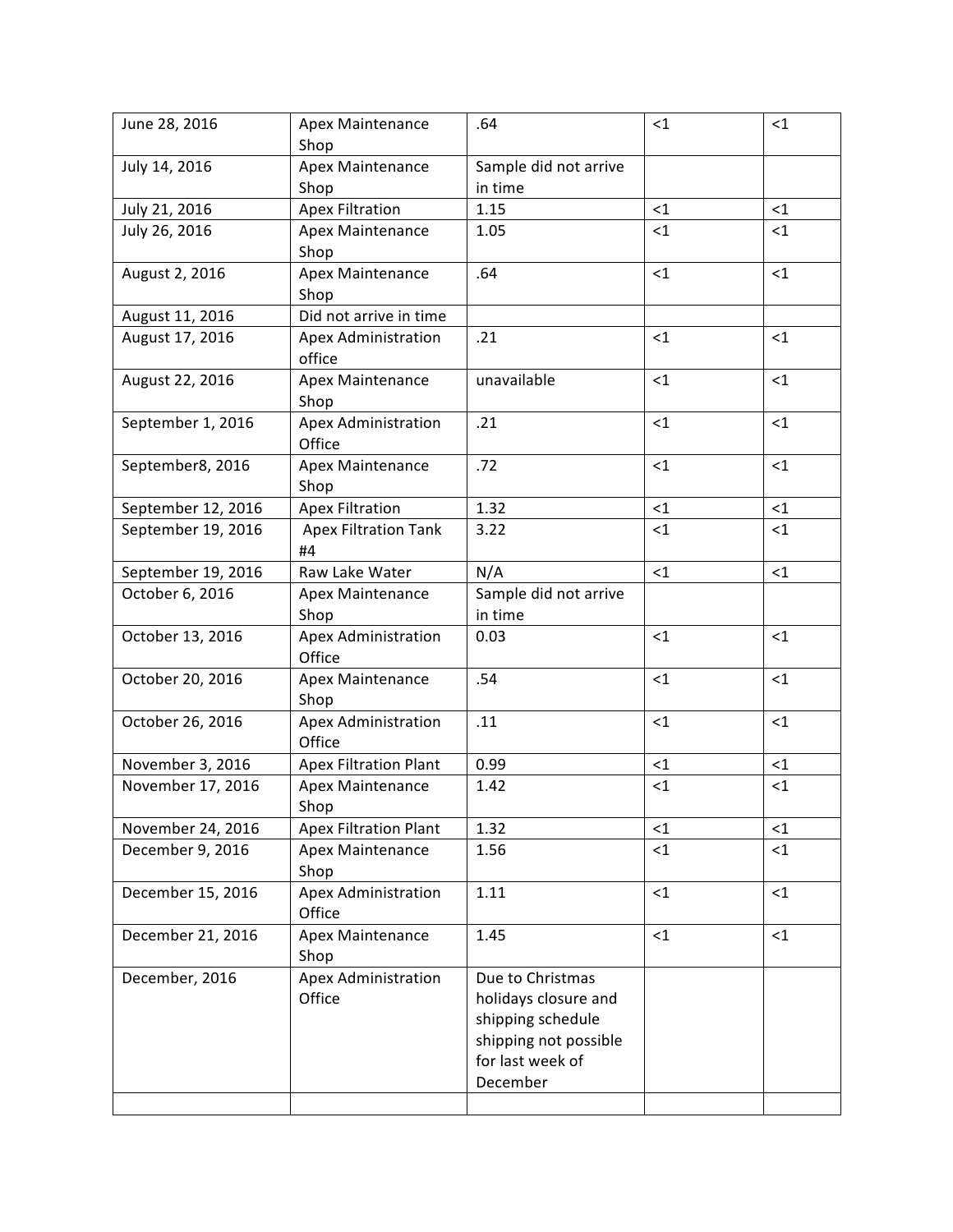| | | | | |
|---|---|---|---|---|
| June 28, 2016 | Apex Maintenance Shop | .64 | <1 | <1 |
| July 14, 2016 | Apex Maintenance Shop | Sample did not arrive in time | | |
| July 21, 2016 | Apex Filtration | 1.15 | <1 | <1 |
| July 26, 2016 | Apex Maintenance Shop | 1.05 | <1 | <1 |
| August 2, 2016 | Apex Maintenance Shop | .64 | <1 | <1 |
| August 11, 2016 | Did not arrive in time | | | |
| August 17, 2016 | Apex Administration office | .21 | <1 | <1 |
| August 22, 2016 | Apex Maintenance Shop | unavailable | <1 | <1 |
| September 1, 2016 | Apex Administration Office | .21 | <1 | <1 |
| September8, 2016 | Apex Maintenance Shop | .72 | <1 | <1 |
| September 12, 2016 | Apex Filtration | 1.32 | <1 | <1 |
| September 19, 2016 | Apex Filtration Tank #4 | 3.22 | <1 | <1 |
| September 19, 2016 | Raw Lake Water | N/A | <1 | <1 |
| October 6, 2016 | Apex Maintenance Shop | Sample did not arrive in time | | |
| October 13, 2016 | Apex Administration Office | 0.03 | <1 | <1 |
| October 20, 2016 | Apex Maintenance Shop | .54 | <1 | <1 |
| October 26, 2016 | Apex Administration Office | .11 | <1 | <1 |
| November 3, 2016 | Apex Filtration Plant | 0.99 | <1 | <1 |
| November 17, 2016 | Apex Maintenance Shop | 1.42 | <1 | <1 |
| November 24, 2016 | Apex Filtration Plant | 1.32 | <1 | <1 |
| December 9, 2016 | Apex Maintenance Shop | 1.56 | <1 | <1 |
| December 15, 2016 | Apex Administration Office | 1.11 | <1 | <1 |
| December 21, 2016 | Apex Maintenance Shop | 1.45 | <1 | <1 |
| December, 2016 | Apex Administration Office | Due to Christmas holidays closure and shipping schedule shipping not possible for last week of December | | |
| | | | | |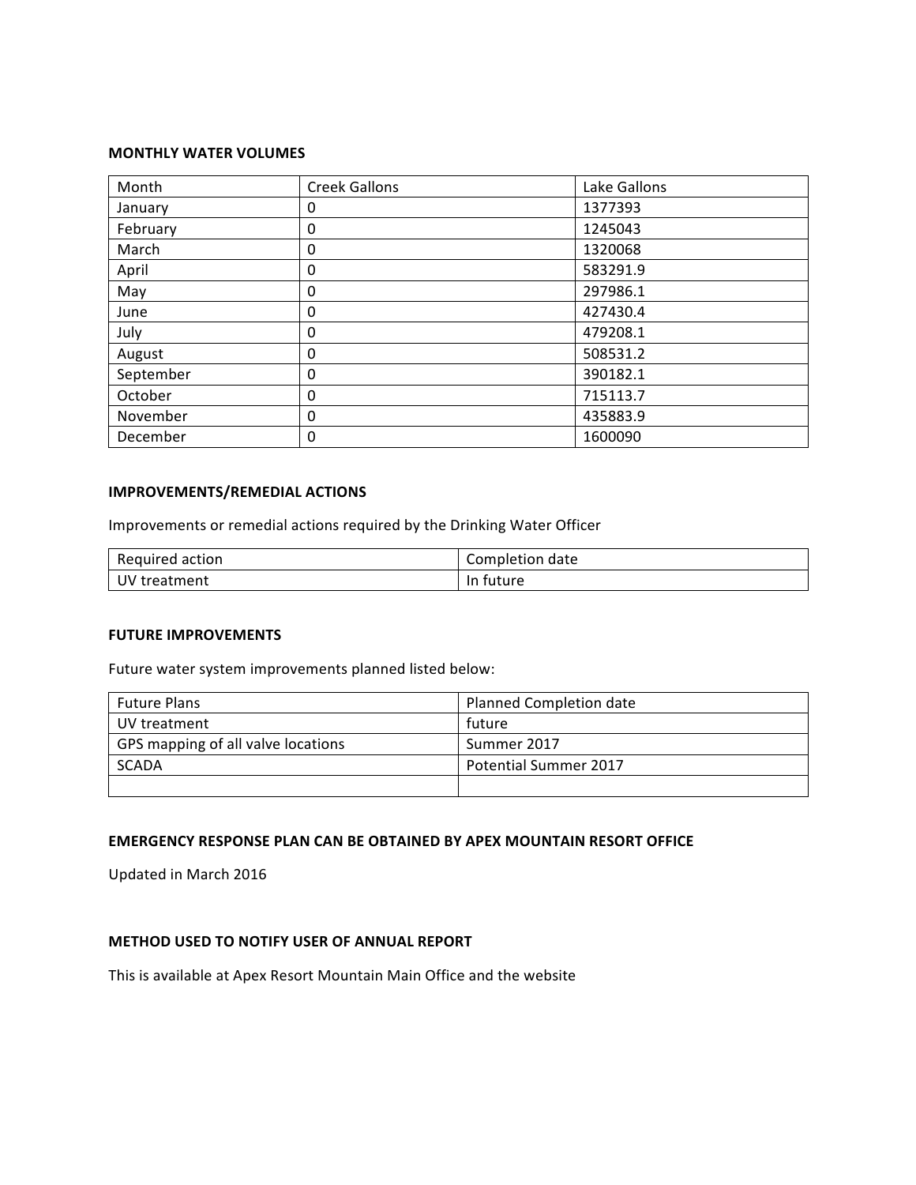## MONTHLY WATER VOLUMES

| Month | Creek Gallons | Lake Gallons |
| --- | --- | --- |
| January | 0 | 1377393 |
| February | 0 | 1245043 |
| March | 0 | 1320068 |
| April | 0 | 583291.9 |
| May | 0 | 297986.1 |
| June | 0 | 427430.4 |
| July | 0 | 479208.1 |
| August | 0 | 508531.2 |
| September | 0 | 390182.1 |
| October | 0 | 715113.7 |
| November | 0 | 435883.9 |
| December | 0 | 1600090 |

## IMPROVEMENTS/REMEDIAL ACTIONS

Improvements or remedial actions required by the Drinking Water Officer

| Required action | Completion date |
| --- | --- |
| UV treatment | In future |

## FUTURE IMPROVEMENTS

Future water system improvements planned listed below:

| Future Plans | Planned Completion date |
| --- | --- |
| UV treatment | future |
| GPS mapping of all valve locations | Summer 2017 |
| SCADA | Potential Summer 2017 |
| | |

## EMERGENCY RESPONSE PLAN CAN BE OBTAINED BY APEX MOUNTAIN RESORT OFFICE

Updated in March 2016

## METHOD USED TO NOTIFY USER OF ANNUAL REPORT

This is available at Apex Resort Mountain Main Office and the website